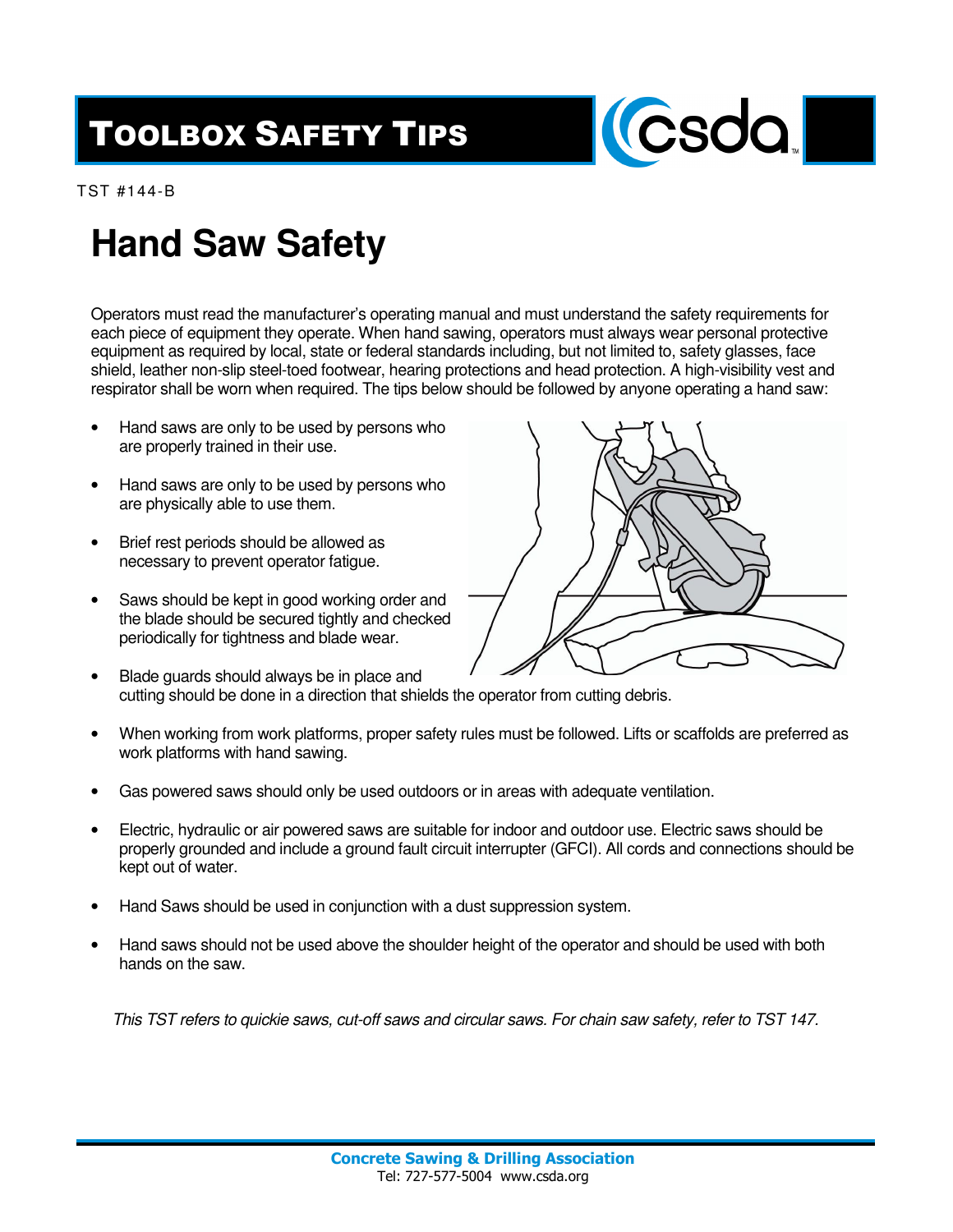# Toolbox Safety Tips

TST #144-B

# Hand Saw Safety

Operators must read the manufacturer's operating manual and must understand the safety requirements for each piece of equipment they operate. When hand sawing, operators must always wear personal protective equipment as required by local, state or federal standards including, but not limited to, safety glasses, face shield, leather non-slip steel-toed footwear, hearing protections and head protection. A high-visibility vest and respirator shall be worn when required. The tips below should be followed by anyone operating a hand saw:

- Hand saws are only to be used by persons who are properly trained in their use.
- Hand saws are only to be used by persons who are physically able to use them.
- Brief rest periods should be allowed as necessary to prevent operator fatigue.
- Saws should be kept in good working order and the blade should be secured tightly and checked periodically for tightness and blade wear.
- Blade guards should always be in place and cutting should be done in a direction that shields the operator from cutting debris.
- When working from work platforms, proper safety rules must be followed. Lifts or scaffolds are preferred as work platforms with hand sawing.
- Gas powered saws should only be used outdoors or in areas with adequate ventilation.
- Electric, hydraulic or air powered saws are suitable for indoor and outdoor use. Electric saws should be properly grounded and include a ground fault circuit interrupter (GFCI). All cords and connections should be kept out of water.
- Hand Saws should be used in conjunction with a dust suppression system.
- Hand saws should not be used above the shoulder height of the operator and should be used with both hands on the saw.

*This TST refers to quickie saws, cut-off saws and circular saws. For chain saw safety, refer to TST 147.*

**Concrete Sawing & Drilling Association**
Tel: 727-577-5004 www.csda.org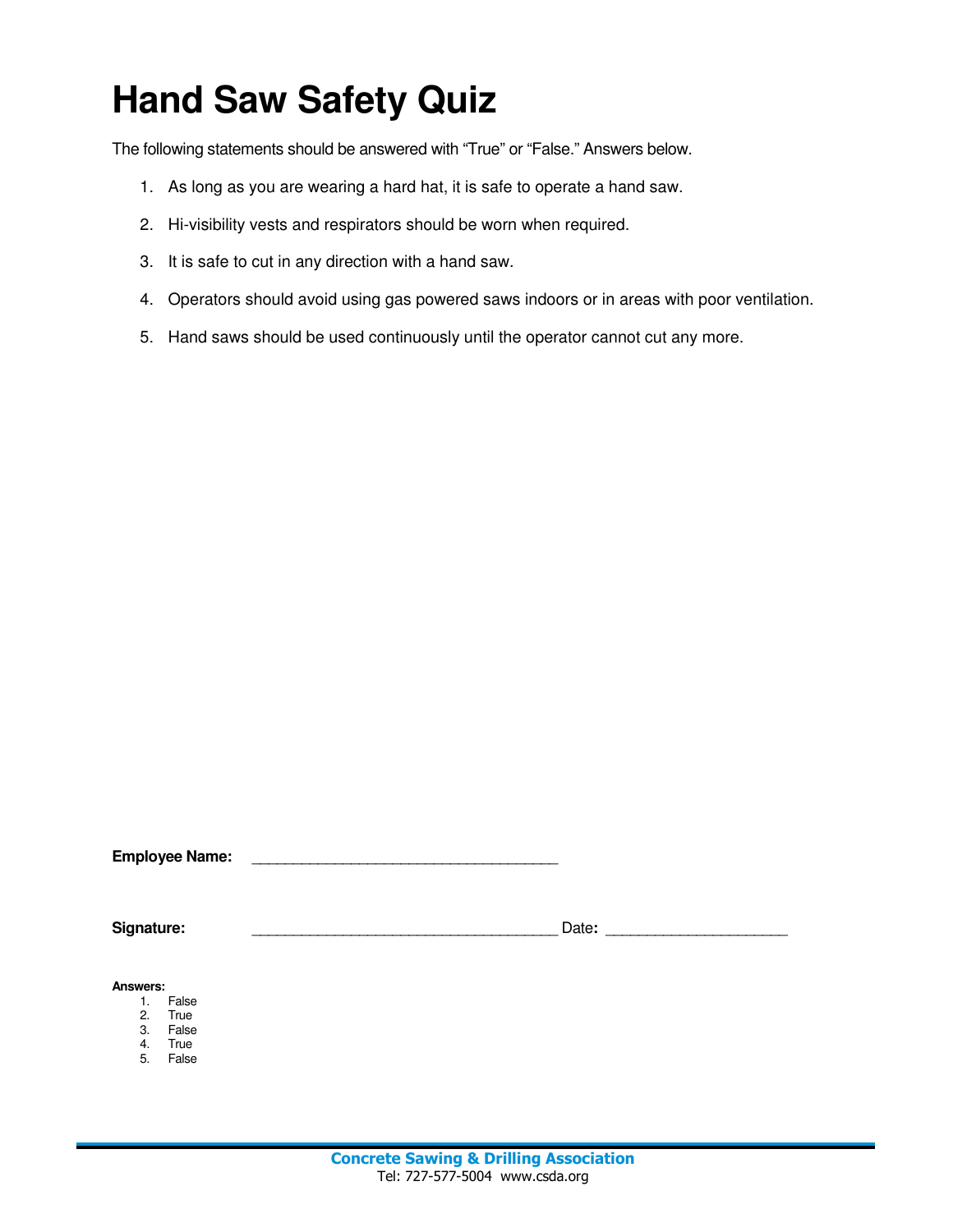# Hand Saw Safety Quiz

The following statements should be answered with "True" or "False." Answers below.

1. As long as you are wearing a hard hat, it is safe to operate a hand saw.
2. Hi-visibility vests and respirators should be worn when required.
3. It is safe to cut in any direction with a hand saw.
4. Operators should avoid using gas powered saws indoors or in areas with poor ventilation.
5. Hand saws should be used continuously until the operator cannot cut any more.

**Employee Name:** ____________________________________

**Signature:** ____________________________________ Date**:** _____________________

**Answers:**

1. False
2. True
3. False
4. True
5. False

Concrete Sawing & Drilling Association
Tel: 727-577-5004 www.csda.org